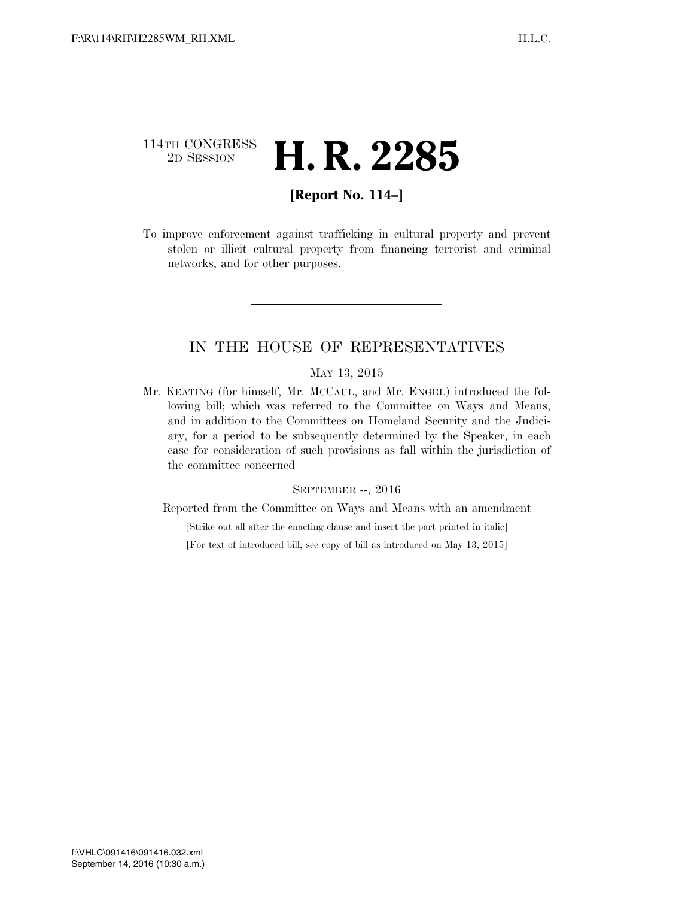114TH CONGRESS
2D SESSION

# H. R. 2285

**[Report No. 114–]**

To improve enforcement against trafficking in cultural property and prevent stolen or illicit cultural property from financing terrorist and criminal networks, and for other purposes.

---

## IN THE HOUSE OF REPRESENTATIVES

MAY 13, 2015

Mr. KEATING (for himself, Mr. MCCAUL, and Mr. ENGEL) introduced the following bill; which was referred to the Committee on Ways and Means, and in addition to the Committees on Homeland Security and the Judiciary, for a period to be subsequently determined by the Speaker, in each case for consideration of such provisions as fall within the jurisdiction of the committee concerned

SEPTEMBER --, 2016

Reported from the Committee on Ways and Means with an amendment

[Strike out all after the enacting clause and insert the part printed in italic]

[For text of introduced bill, see copy of bill as introduced on May 13, 2015]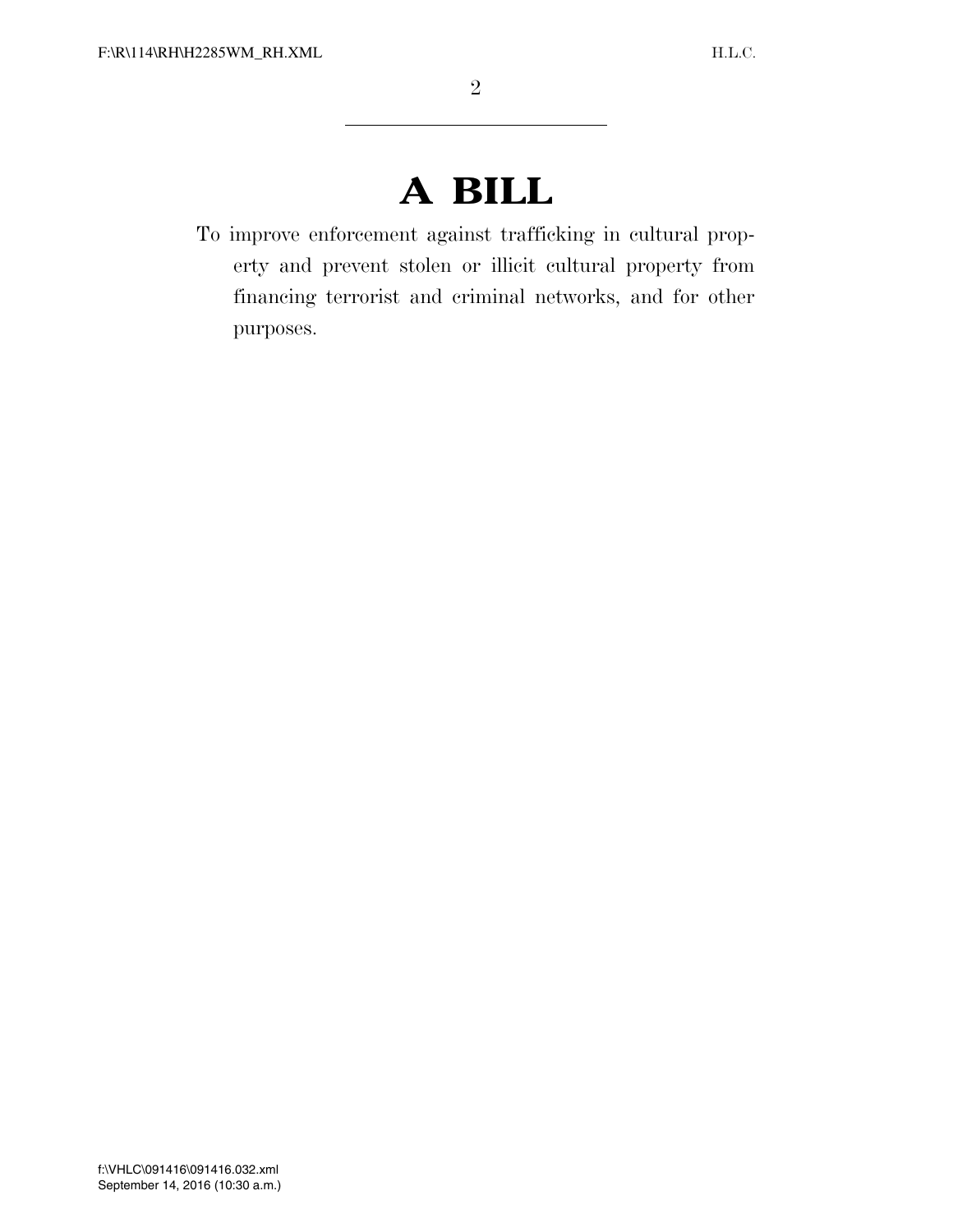# A BILL

To improve enforcement against trafficking in cultural property and prevent stolen or illicit cultural property from financing terrorist and criminal networks, and for other purposes.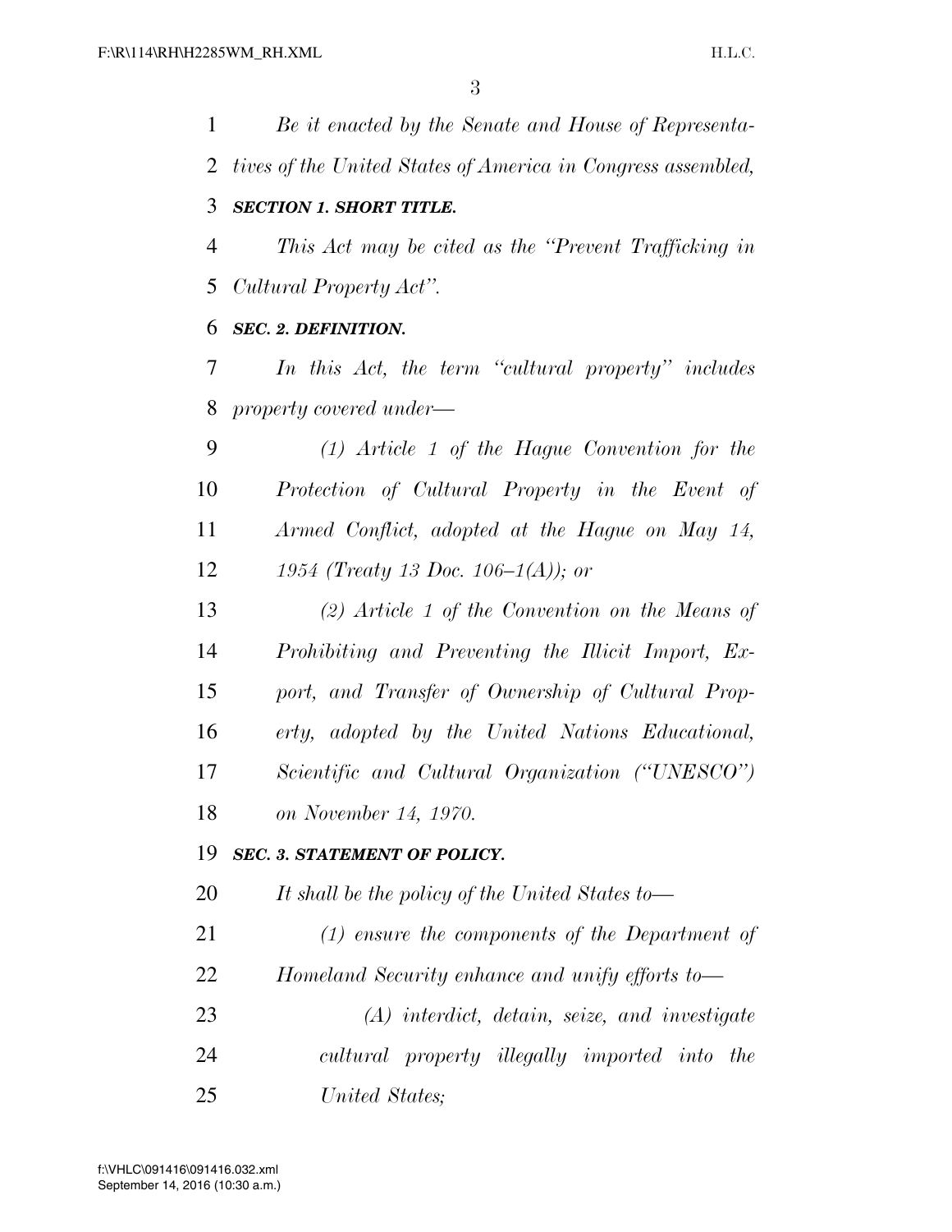*Be it enacted by the Senate and House of Representatives of the United States of America in Congress assembled,*

***SECTION 1. SHORT TITLE.***

*This Act may be cited as the "Prevent Trafficking in Cultural Property Act".*

***SEC. 2. DEFINITION.***

*In this Act, the term "cultural property" includes property covered under—*

*(1) Article 1 of the Hague Convention for the Protection of Cultural Property in the Event of Armed Conflict, adopted at the Hague on May 14, 1954 (Treaty 13 Doc. 106–1(A)); or*

*(2) Article 1 of the Convention on the Means of Prohibiting and Preventing the Illicit Import, Export, and Transfer of Ownership of Cultural Property, adopted by the United Nations Educational, Scientific and Cultural Organization ("UNESCO") on November 14, 1970.*

***SEC. 3. STATEMENT OF POLICY.***

*It shall be the policy of the United States to—*

*(1) ensure the components of the Department of Homeland Security enhance and unify efforts to—*

*(A) interdict, detain, seize, and investigate cultural property illegally imported into the United States;*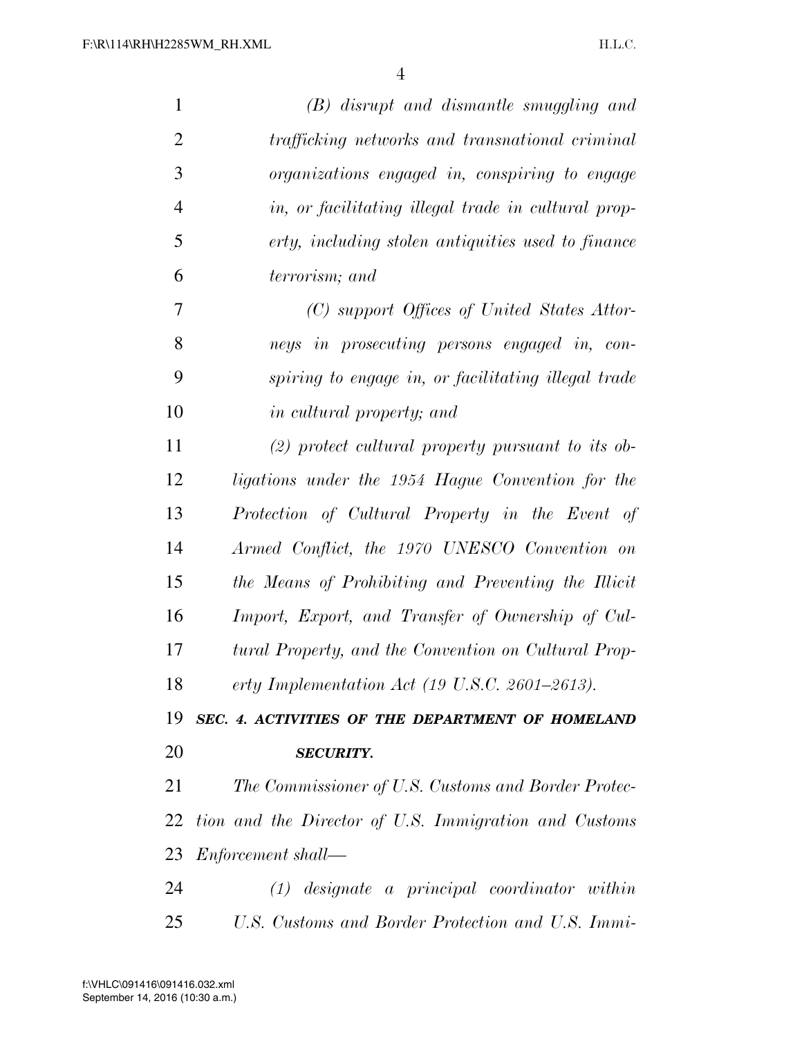*(B) disrupt and dismantle smuggling and trafficking networks and transnational criminal organizations engaged in, conspiring to engage in, or facilitating illegal trade in cultural property, including stolen antiquities used to finance terrorism; and*

*(C) support Offices of United States Attorneys in prosecuting persons engaged in, conspiring to engage in, or facilitating illegal trade in cultural property; and*

*(2) protect cultural property pursuant to its obligations under the 1954 Hague Convention for the Protection of Cultural Property in the Event of Armed Conflict, the 1970 UNESCO Convention on the Means of Prohibiting and Preventing the Illicit Import, Export, and Transfer of Ownership of Cultural Property, and the Convention on Cultural Property Implementation Act (19 U.S.C. 2601–2613).*

***SEC. 4. ACTIVITIES OF THE DEPARTMENT OF HOMELAND SECURITY.***

*The Commissioner of U.S. Customs and Border Protection and the Director of U.S. Immigration and Customs Enforcement shall—*

*(1) designate a principal coordinator within U.S. Customs and Border Protection and U.S. Immi-*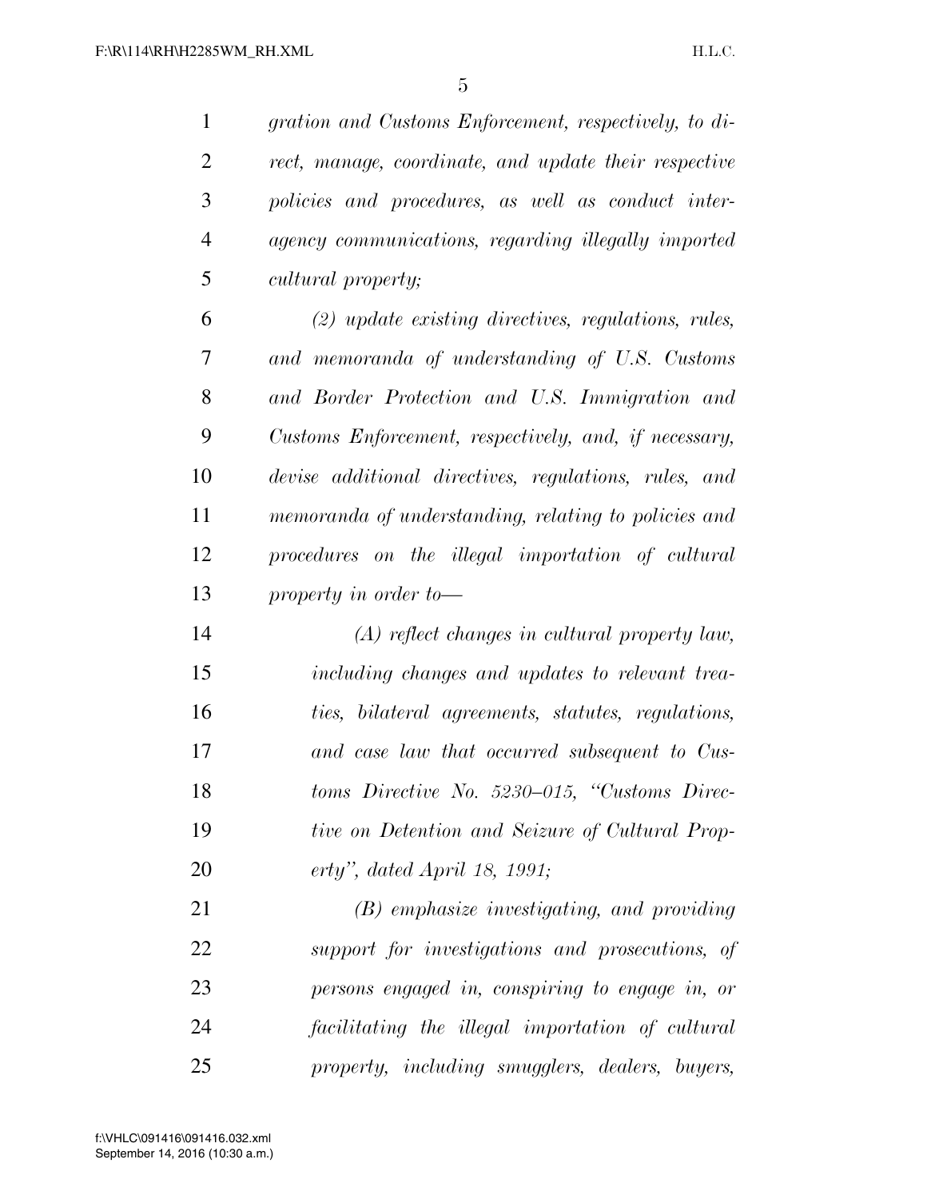*gration and Customs Enforcement, respectively, to direct, manage, coordinate, and update their respective policies and procedures, as well as conduct inter-agency communications, regarding illegally imported cultural property;*

*(2) update existing directives, regulations, rules, and memoranda of understanding of U.S. Customs and Border Protection and U.S. Immigration and Customs Enforcement, respectively, and, if necessary, devise additional directives, regulations, rules, and memoranda of understanding, relating to policies and procedures on the illegal importation of cultural property in order to—*

*(A) reflect changes in cultural property law, including changes and updates to relevant treaties, bilateral agreements, statutes, regulations, and case law that occurred subsequent to Customs Directive No. 5230–015, "Customs Directive on Detention and Seizure of Cultural Property", dated April 18, 1991;*

*(B) emphasize investigating, and providing support for investigations and prosecutions, of persons engaged in, conspiring to engage in, or facilitating the illegal importation of cultural property, including smugglers, dealers, buyers,*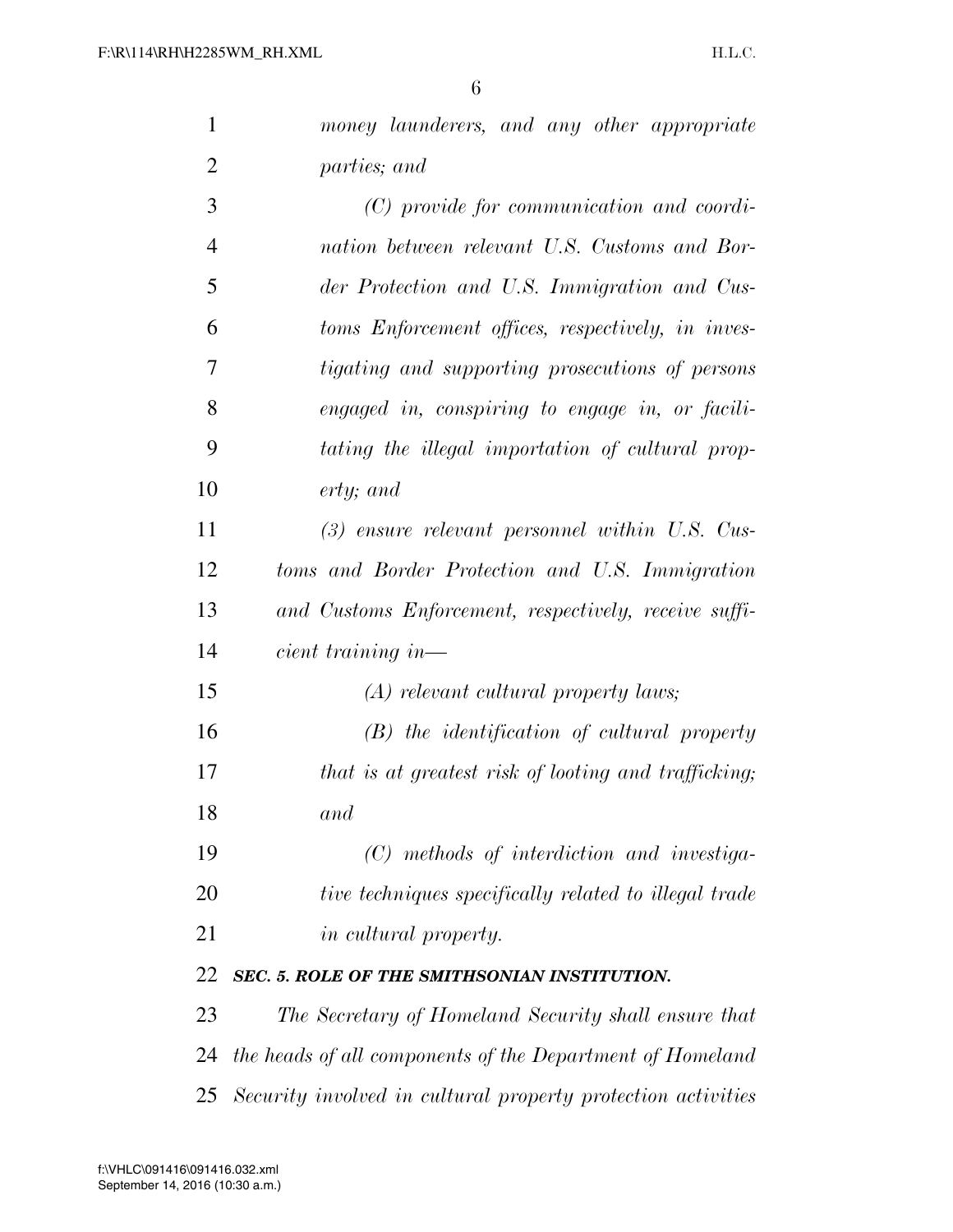*money launderers, and any other appropriate parties; and*

*(C) provide for communication and coordination between relevant U.S. Customs and Border Protection and U.S. Immigration and Customs Enforcement offices, respectively, in investigating and supporting prosecutions of persons engaged in, conspiring to engage in, or facilitating the illegal importation of cultural property; and*

*(3) ensure relevant personnel within U.S. Customs and Border Protection and U.S. Immigration and Customs Enforcement, respectively, receive sufficient training in—*

*(A) relevant cultural property laws;*

*(B) the identification of cultural property that is at greatest risk of looting and trafficking; and*

*(C) methods of interdiction and investigative techniques specifically related to illegal trade in cultural property.*

***SEC. 5. ROLE OF THE SMITHSONIAN INSTITUTION.***

*The Secretary of Homeland Security shall ensure that the heads of all components of the Department of Homeland Security involved in cultural property protection activities*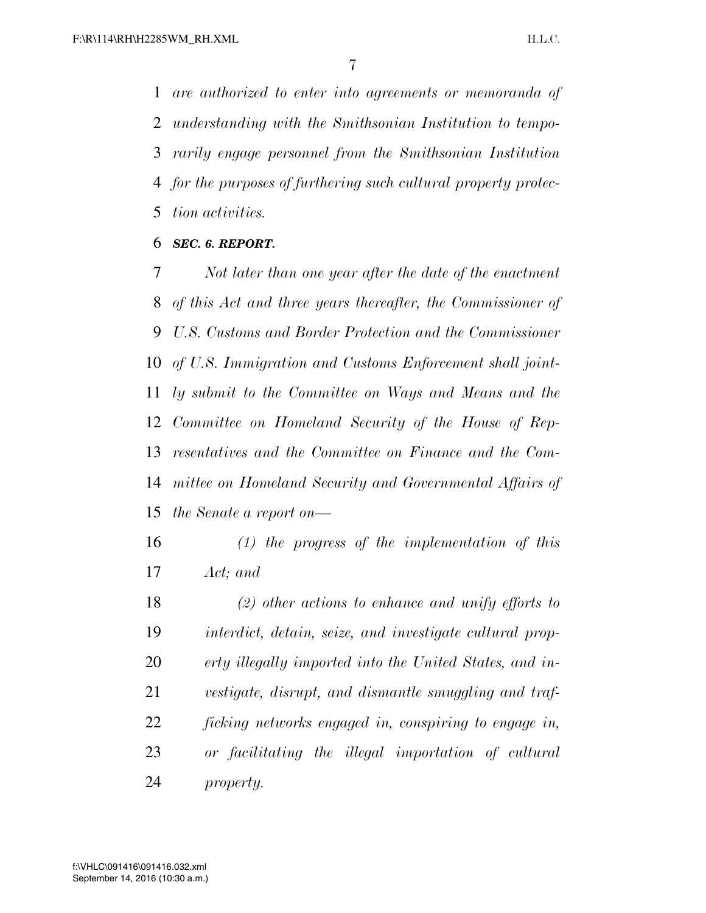*are authorized to enter into agreements or memoranda of understanding with the Smithsonian Institution to temporarily engage personnel from the Smithsonian Institution for the purposes of furthering such cultural property protection activities.*

***SEC. 6. REPORT.***

*Not later than one year after the date of the enactment of this Act and three years thereafter, the Commissioner of U.S. Customs and Border Protection and the Commissioner of U.S. Immigration and Customs Enforcement shall jointly submit to the Committee on Ways and Means and the Committee on Homeland Security of the House of Representatives and the Committee on Finance and the Committee on Homeland Security and Governmental Affairs of the Senate a report on—*

*(1) the progress of the implementation of this Act; and*

*(2) other actions to enhance and unify efforts to interdict, detain, seize, and investigate cultural property illegally imported into the United States, and investigate, disrupt, and dismantle smuggling and trafficking networks engaged in, conspiring to engage in, or facilitating the illegal importation of cultural property.*